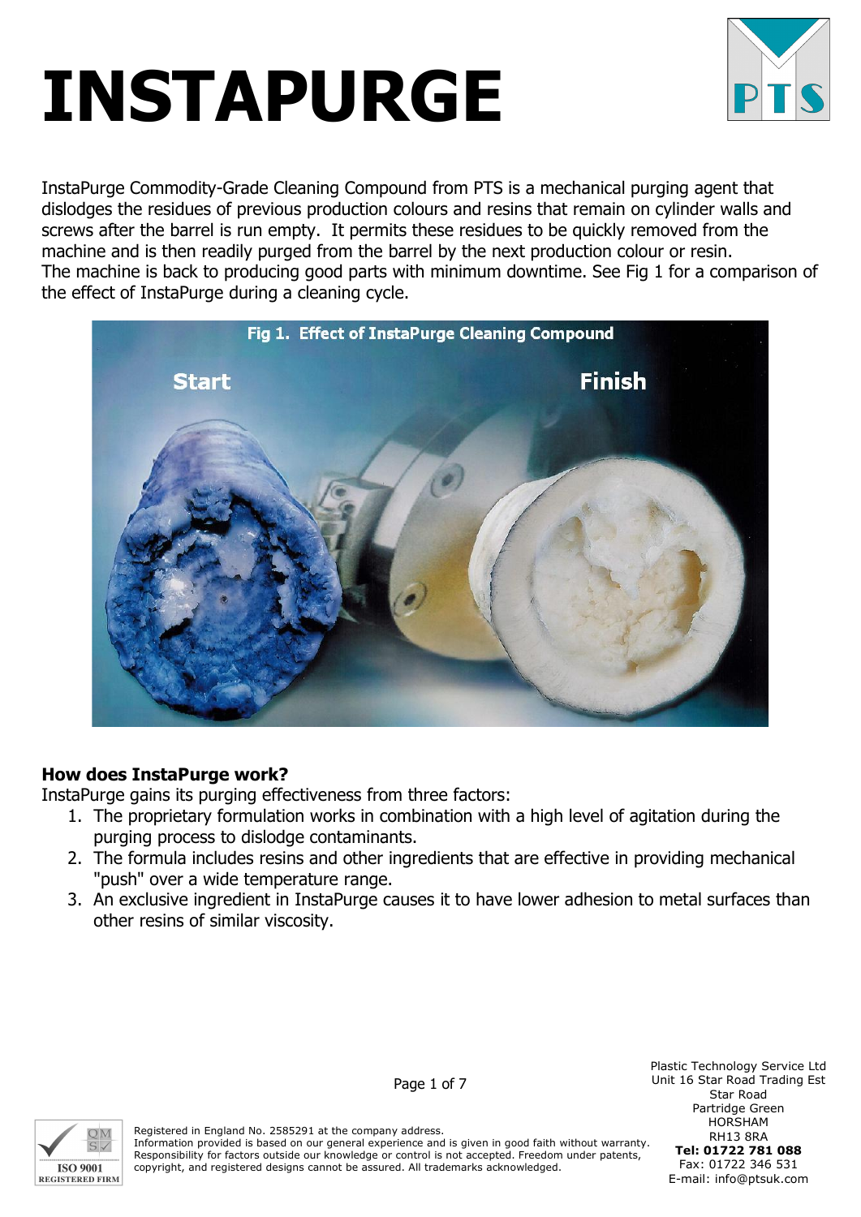# INSTAPURGE

InstaPurge Commodity-Grade Cleaning Compound from PTS is a mechanical purging agent that dislodges the residues of previous production colours and resins that remain on cylinder walls and screws after the barrel is run empty. It permits these residues to be quickly removed from the machine and is then readily purged from the barrel by the next production colour or resin.
The machine is back to producing good parts with minimum downtime. See Fig 1 for a comparison of the effect of InstaPurge during a cleaning cycle.

Fig 1. Effect of InstaPurge Cleaning Compound

## How does InstaPurge work?

InstaPurge gains its purging effectiveness from three factors:

1. The proprietary formulation works in combination with a high level of agitation during the purging process to dislodge contaminants.
2. The formula includes resins and other ingredients that are effective in providing mechanical "push" over a wide temperature range.
3. An exclusive ingredient in InstaPurge causes it to have lower adhesion to metal surfaces than other resins of similar viscosity.

Registered in England No. 2585291 at the company address.
Information provided is based on our general experience and is given in good faith without warranty. Responsibility for factors outside our knowledge or control is not accepted. Freedom under patents, copyright, and registered designs cannot be assured. All trademarks acknowledged.

Plastic Technology Service Ltd
Unit 16 Star Road Trading Est
Star Road
Partridge Green
HORSHAM
RH13 8RA
**Tel: 01722 781 088**
Fax: 01722 346 531
E-mail: info@ptsuk.com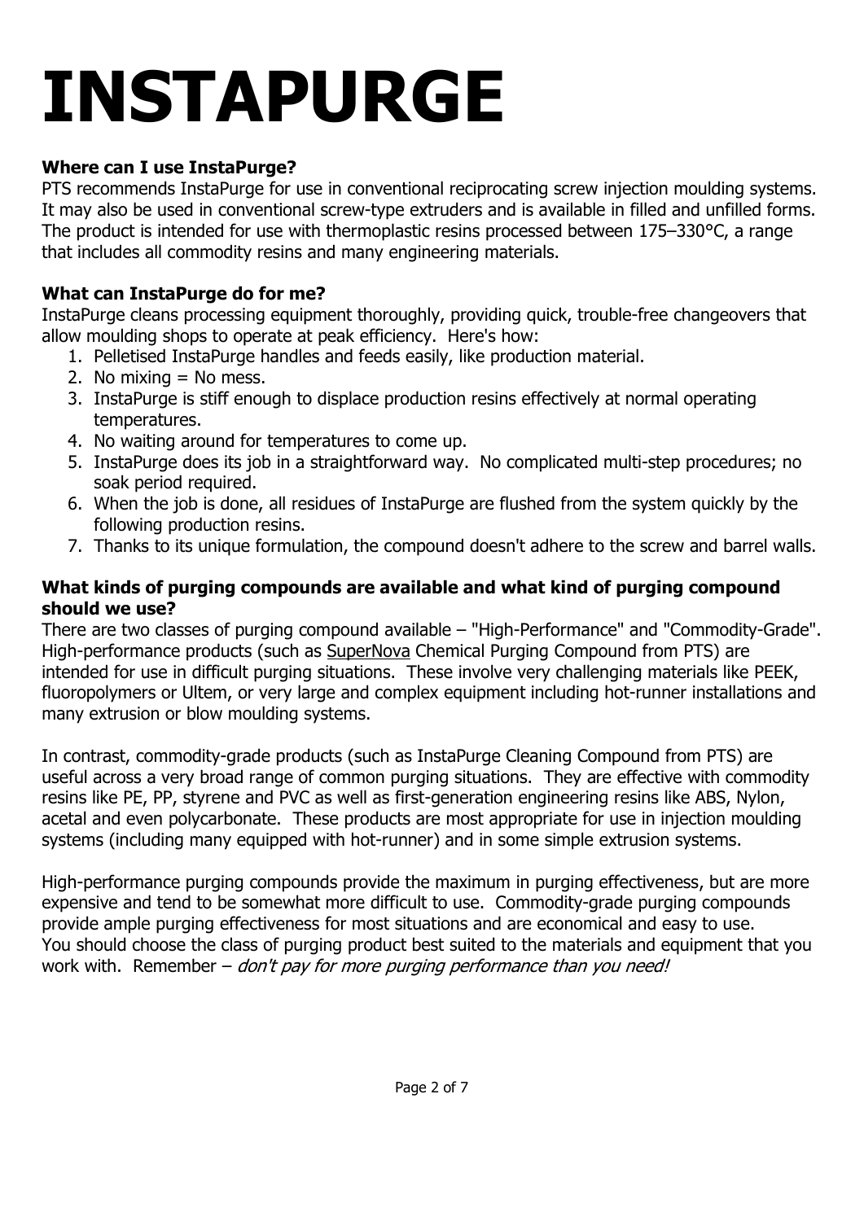# INSTAPURGE

**Where can I use InstaPurge?**

PTS recommends InstaPurge for use in conventional reciprocating screw injection moulding systems. It may also be used in conventional screw-type extruders and is available in filled and unfilled forms. The product is intended for use with thermoplastic resins processed between 175–330°C, a range that includes all commodity resins and many engineering materials.

**What can InstaPurge do for me?**

InstaPurge cleans processing equipment thoroughly, providing quick, trouble-free changeovers that allow moulding shops to operate at peak efficiency. Here's how:

1. Pelletised InstaPurge handles and feeds easily, like production material.
2. No mixing = No mess.
3. InstaPurge is stiff enough to displace production resins effectively at normal operating temperatures.
4. No waiting around for temperatures to come up.
5. InstaPurge does its job in a straightforward way. No complicated multi-step procedures; no soak period required.
6. When the job is done, all residues of InstaPurge are flushed from the system quickly by the following production resins.
7. Thanks to its unique formulation, the compound doesn't adhere to the screw and barrel walls.

**What kinds of purging compounds are available and what kind of purging compound should we use?**

There are two classes of purging compound available – "High-Performance" and "Commodity-Grade". High-performance products (such as SuperNova Chemical Purging Compound from PTS) are intended for use in difficult purging situations. These involve very challenging materials like PEEK, fluoropolymers or Ultem, or very large and complex equipment including hot-runner installations and many extrusion or blow moulding systems.

In contrast, commodity-grade products (such as InstaPurge Cleaning Compound from PTS) are useful across a very broad range of common purging situations. They are effective with commodity resins like PE, PP, styrene and PVC as well as first-generation engineering resins like ABS, Nylon, acetal and even polycarbonate. These products are most appropriate for use in injection moulding systems (including many equipped with hot-runner) and in some simple extrusion systems.

High-performance purging compounds provide the maximum in purging effectiveness, but are more expensive and tend to be somewhat more difficult to use. Commodity-grade purging compounds provide ample purging effectiveness for most situations and are economical and easy to use. You should choose the class of purging product best suited to the materials and equipment that you work with. Remember – *don't pay for more purging performance than you need!*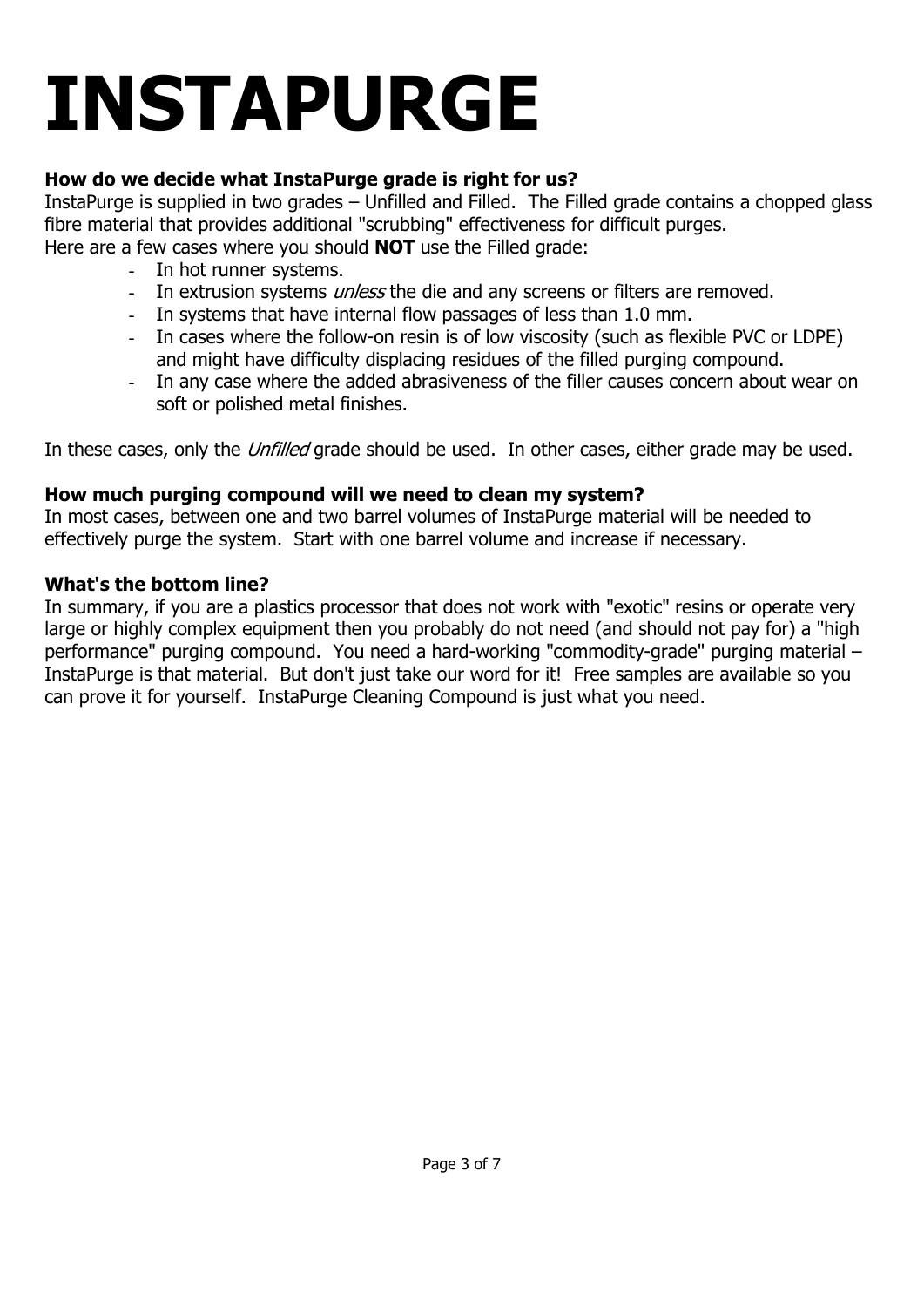# INSTAPURGE

**How do we decide what InstaPurge grade is right for us?**

InstaPurge is supplied in two grades – Unfilled and Filled. The Filled grade contains a chopped glass fibre material that provides additional "scrubbing" effectiveness for difficult purges.

Here are a few cases where you should **NOT** use the Filled grade:

- In hot runner systems.
- In extrusion systems *unless* the die and any screens or filters are removed.
- In systems that have internal flow passages of less than 1.0 mm.
- In cases where the follow-on resin is of low viscosity (such as flexible PVC or LDPE) and might have difficulty displacing residues of the filled purging compound.
- In any case where the added abrasiveness of the filler causes concern about wear on soft or polished metal finishes.

In these cases, only the *Unfilled* grade should be used. In other cases, either grade may be used.

**How much purging compound will we need to clean my system?**

In most cases, between one and two barrel volumes of InstaPurge material will be needed to effectively purge the system. Start with one barrel volume and increase if necessary.

**What's the bottom line?**

In summary, if you are a plastics processor that does not work with "exotic" resins or operate very large or highly complex equipment then you probably do not need (and should not pay for) a "high performance" purging compound. You need a hard-working "commodity-grade" purging material – InstaPurge is that material. But don't just take our word for it! Free samples are available so you can prove it for yourself. InstaPurge Cleaning Compound is just what you need.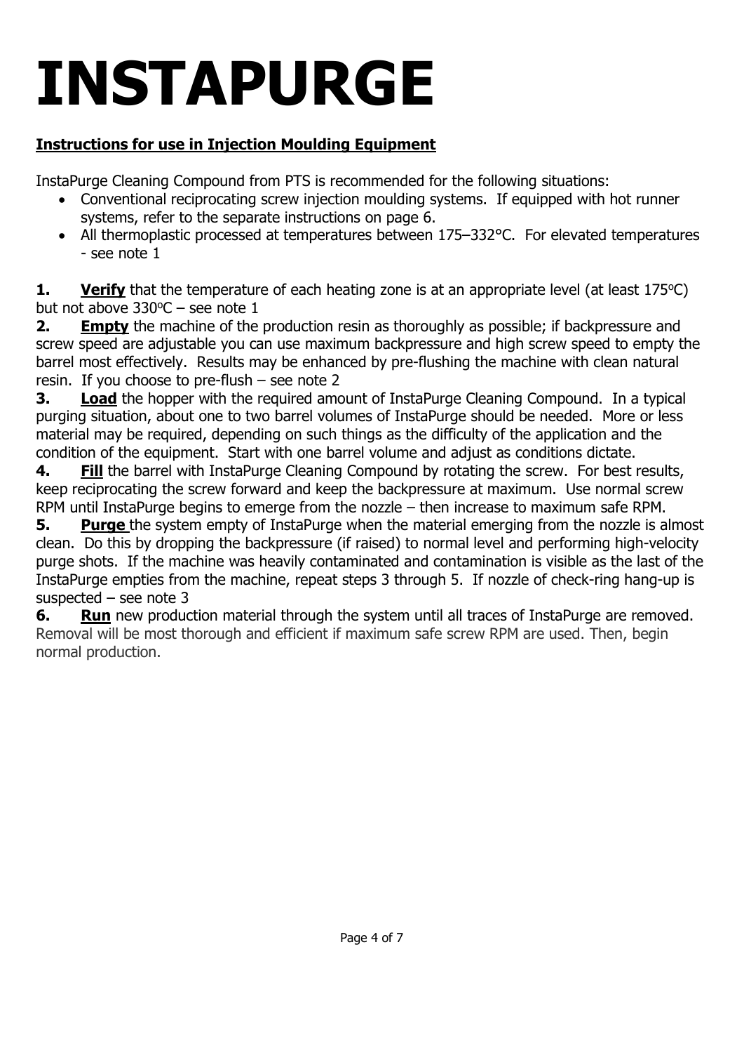# INSTAPURGE

## Instructions for use in Injection Moulding Equipment

InstaPurge Cleaning Compound from PTS is recommended for the following situations:

- Conventional reciprocating screw injection moulding systems. If equipped with hot runner systems, refer to the separate instructions on page 6.
- All thermoplastic processed at temperatures between 175–332°C. For elevated temperatures - see note 1

**1. Verify** that the temperature of each heating zone is at an appropriate level (at least 175°C) but not above 330°C – see note 1

**2. Empty** the machine of the production resin as thoroughly as possible; if backpressure and screw speed are adjustable you can use maximum backpressure and high screw speed to empty the barrel most effectively. Results may be enhanced by pre-flushing the machine with clean natural resin. If you choose to pre-flush – see note 2

**3. Load** the hopper with the required amount of InstaPurge Cleaning Compound. In a typical purging situation, about one to two barrel volumes of InstaPurge should be needed. More or less material may be required, depending on such things as the difficulty of the application and the condition of the equipment. Start with one barrel volume and adjust as conditions dictate.

**4. Fill** the barrel with InstaPurge Cleaning Compound by rotating the screw. For best results, keep reciprocating the screw forward and keep the backpressure at maximum. Use normal screw RPM until InstaPurge begins to emerge from the nozzle – then increase to maximum safe RPM.

**5. Purge** the system empty of InstaPurge when the material emerging from the nozzle is almost clean. Do this by dropping the backpressure (if raised) to normal level and performing high-velocity purge shots. If the machine was heavily contaminated and contamination is visible as the last of the InstaPurge empties from the machine, repeat steps 3 through 5. If nozzle of check-ring hang-up is suspected – see note 3

**6. Run** new production material through the system until all traces of InstaPurge are removed. Removal will be most thorough and efficient if maximum safe screw RPM are used. Then, begin normal production.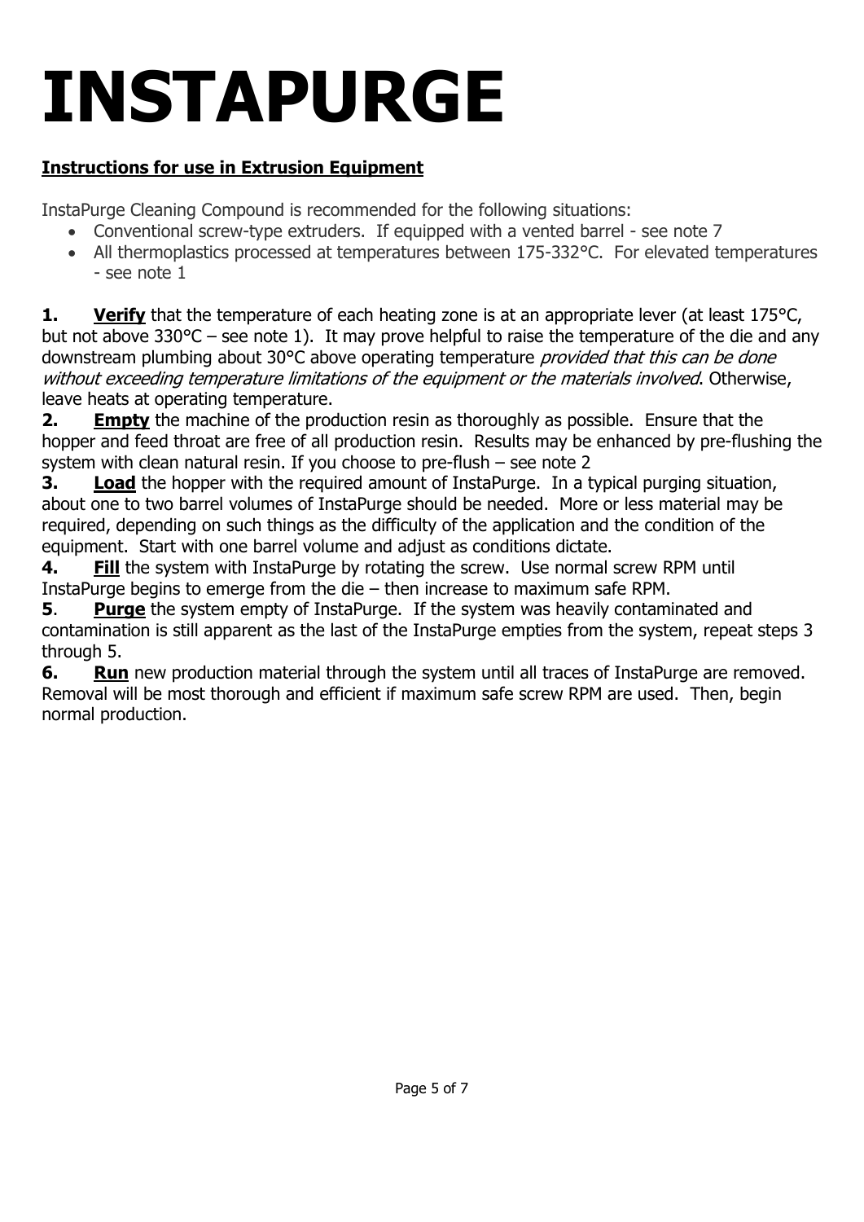# INSTAPURGE

**Instructions for use in Extrusion Equipment**

InstaPurge Cleaning Compound is recommended for the following situations:

- Conventional screw-type extruders. If equipped with a vented barrel - see note 7
- All thermoplastics processed at temperatures between 175-332°C. For elevated temperatures - see note 1

**1. Verify** that the temperature of each heating zone is at an appropriate lever (at least 175°C, but not above 330°C – see note 1). It may prove helpful to raise the temperature of the die and any downstream plumbing about 30°C above operating temperature *provided that this can be done without exceeding temperature limitations of the equipment or the materials involved*. Otherwise, leave heats at operating temperature.

**2. Empty** the machine of the production resin as thoroughly as possible. Ensure that the hopper and feed throat are free of all production resin. Results may be enhanced by pre-flushing the system with clean natural resin. If you choose to pre-flush – see note 2

**3. Load** the hopper with the required amount of InstaPurge. In a typical purging situation, about one to two barrel volumes of InstaPurge should be needed. More or less material may be required, depending on such things as the difficulty of the application and the condition of the equipment. Start with one barrel volume and adjust as conditions dictate.

**4. Fill** the system with InstaPurge by rotating the screw. Use normal screw RPM until InstaPurge begins to emerge from the die – then increase to maximum safe RPM.

**5. Purge** the system empty of InstaPurge. If the system was heavily contaminated and contamination is still apparent as the last of the InstaPurge empties from the system, repeat steps 3 through 5.

**6. Run** new production material through the system until all traces of InstaPurge are removed. Removal will be most thorough and efficient if maximum safe screw RPM are used. Then, begin normal production.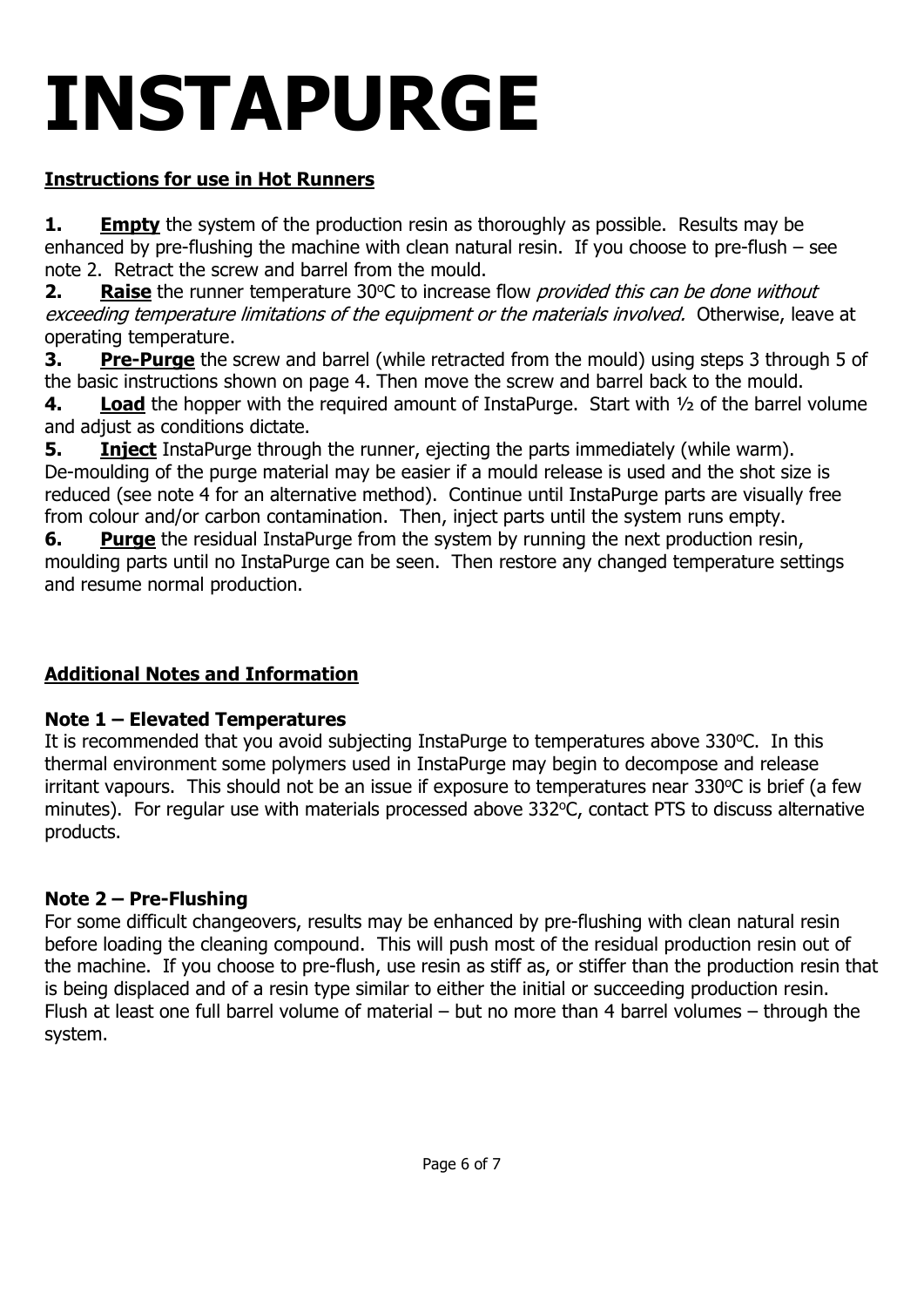# INSTAPURGE

**Instructions for use in Hot Runners**

**1.** **Empty** the system of the production resin as thoroughly as possible. Results may be enhanced by pre-flushing the machine with clean natural resin. If you choose to pre-flush – see note 2. Retract the screw and barrel from the mould.

**2.** **Raise** the runner temperature 30°C to increase flow *provided this can be done without exceeding temperature limitations of the equipment or the materials involved.* Otherwise, leave at operating temperature.

**3.** **Pre-Purge** the screw and barrel (while retracted from the mould) using steps 3 through 5 of the basic instructions shown on page 4. Then move the screw and barrel back to the mould.

**4.** **Load** the hopper with the required amount of InstaPurge. Start with ½ of the barrel volume and adjust as conditions dictate.

**5.** **Inject** InstaPurge through the runner, ejecting the parts immediately (while warm). De-moulding of the purge material may be easier if a mould release is used and the shot size is reduced (see note 4 for an alternative method). Continue until InstaPurge parts are visually free from colour and/or carbon contamination. Then, inject parts until the system runs empty.

**6.** **Purge** the residual InstaPurge from the system by running the next production resin, moulding parts until no InstaPurge can be seen. Then restore any changed temperature settings and resume normal production.

**Additional Notes and Information**

**Note 1 – Elevated Temperatures**

It is recommended that you avoid subjecting InstaPurge to temperatures above 330°C. In this thermal environment some polymers used in InstaPurge may begin to decompose and release irritant vapours. This should not be an issue if exposure to temperatures near 330°C is brief (a few minutes). For regular use with materials processed above 332°C, contact PTS to discuss alternative products.

**Note 2 – Pre-Flushing**

For some difficult changeovers, results may be enhanced by pre-flushing with clean natural resin before loading the cleaning compound. This will push most of the residual production resin out of the machine. If you choose to pre-flush, use resin as stiff as, or stiffer than the production resin that is being displaced and of a resin type similar to either the initial or succeeding production resin. Flush at least one full barrel volume of material – but no more than 4 barrel volumes – through the system.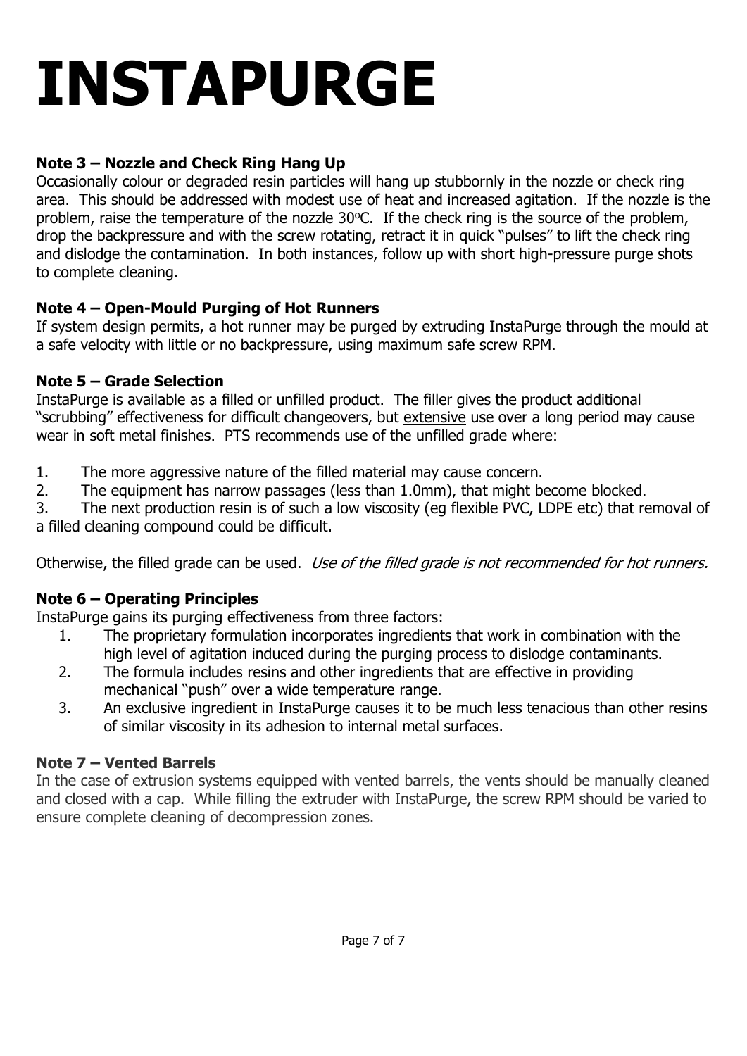# INSTAPURGE

### Note 3 – Nozzle and Check Ring Hang Up

Occasionally colour or degraded resin particles will hang up stubbornly in the nozzle or check ring area. This should be addressed with modest use of heat and increased agitation. If the nozzle is the problem, raise the temperature of the nozzle 30$^{o}$C. If the check ring is the source of the problem, drop the backpressure and with the screw rotating, retract it in quick "pulses" to lift the check ring and dislodge the contamination. In both instances, follow up with short high-pressure purge shots to complete cleaning.

### Note 4 – Open-Mould Purging of Hot Runners

If system design permits, a hot runner may be purged by extruding InstaPurge through the mould at a safe velocity with little or no backpressure, using maximum safe screw RPM.

### Note 5 – Grade Selection

InstaPurge is available as a filled or unfilled product. The filler gives the product additional "scrubbing" effectiveness for difficult changeovers, but extensive use over a long period may cause wear in soft metal finishes. PTS recommends use of the unfilled grade where:

1. The more aggressive nature of the filled material may cause concern.
2. The equipment has narrow passages (less than 1.0mm), that might become blocked.
3. The next production resin is of such a low viscosity (eg flexible PVC, LDPE etc) that removal of a filled cleaning compound could be difficult.

Otherwise, the filled grade can be used. *Use of the filled grade is not recommended for hot runners.*

### Note 6 – Operating Principles

InstaPurge gains its purging effectiveness from three factors:

1. The proprietary formulation incorporates ingredients that work in combination with the high level of agitation induced during the purging process to dislodge contaminants.
2. The formula includes resins and other ingredients that are effective in providing mechanical "push" over a wide temperature range.
3. An exclusive ingredient in InstaPurge causes it to be much less tenacious than other resins of similar viscosity in its adhesion to internal metal surfaces.

### Note 7 – Vented Barrels

In the case of extrusion systems equipped with vented barrels, the vents should be manually cleaned and closed with a cap. While filling the extruder with InstaPurge, the screw RPM should be varied to ensure complete cleaning of decompression zones.